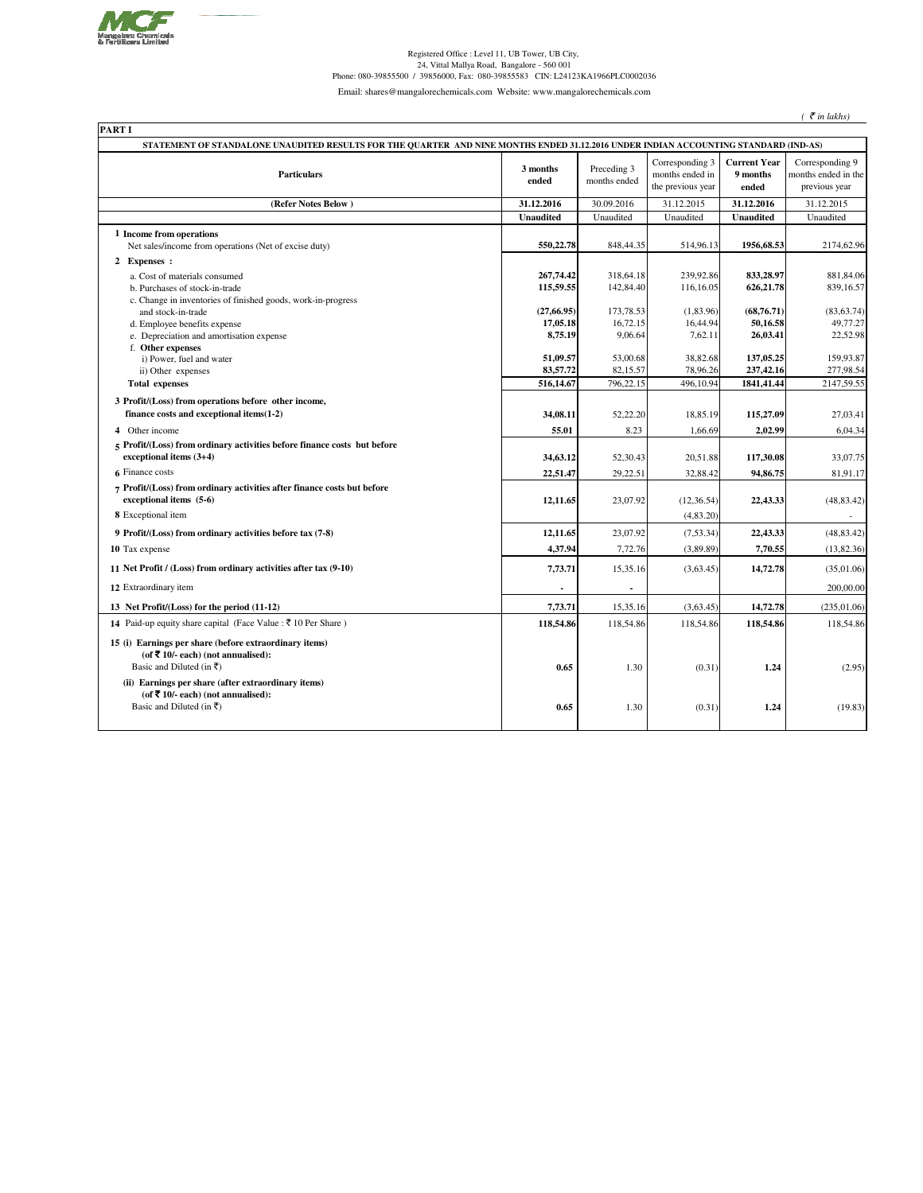Mangalore Chemicals & Fertilizers Limited

Registered Office : Level 11, UB Tower, UB City,
24, Vittal Mallya Road, Bangalore - 560 001
Phone: 080-39855500 / 39856000, Fax: 080-39855583 CIN: L24123KA1966PLC0002036
Email: shares@mangalorechemicals.com Website: www.mangalorechemicals.com

*( ₹ in lakhs)*

**PART I**

**STATEMENT OF STANDALONE UNAUDITED RESULTS FOR THE QUARTER AND NINE MONTHS ENDED 31.12.2016 UNDER INDIAN ACCOUNTING STANDARD (IND-AS)**

| Particulars | 3 months ended | Preceding 3 months ended | Corresponding 3 months ended in the previous year | Current Year 9 months ended | Corresponding 9 months ended in the previous year |
|---|---|---|---|---|---|
| (Refer Notes Below ) | 31.12.2016 | 30.09.2016 | 31.12.2015 | 31.12.2016 | 31.12.2015 |
| | Unaudited | Unaudited | Unaudited | Unaudited | Unaudited |
| **1 Income from operations** | | | | | |
| Net sales/income from operations (Net of excise duty) | 550,22.78 | 848,44.35 | 514,96.13 | 1956,68.53 | 2174,62.96 |
| **2 Expenses :** | | | | | |
| a. Cost of materials consumed | 267,74.42 | 318,64.18 | 239,92.86 | 833,28.97 | 881,84.06 |
| b. Purchases of stock-in-trade | 115,59.55 | 142,84.40 | 116,16.05 | 626,21.78 | 839,16.57 |
| c. Change in inventories of finished goods, work-in-progress and stock-in-trade | (27,66.95) | 173,78.53 | (1,83.96) | (68,76.71) | (83,63.74) |
| d. Employee benefits expense | 17,05.18 | 16,72.15 | 16,44.94 | 50,16.58 | 49,77.27 |
| e. Depreciation and amortisation expense | 8,75.19 | 9,06.64 | 7,62.11 | 26,03.41 | 22,52.98 |
| f. **Other expenses** | | | | | |
| i) Power, fuel and water | 51,09.57 | 53,00.68 | 38,82.68 | 137,05.25 | 159,93.87 |
| ii) Other expenses | 83,57.72 | 82,15.57 | 78,96.26 | 237,42.16 | 277,98.54 |
| **Total expenses** | 516,14.67 | 796,22.15 | 496,10.94 | 1841,41.44 | 2147,59.55 |
| **3 Profit/(Loss) from operations before other income, finance costs and exceptional items(1-2)** | 34,08.11 | 52,22.20 | 18,85.19 | 115,27.09 | 27,03.41 |
| **4** Other income | 55.01 | 8.23 | 1,66.69 | 2,02.99 | 6,04.34 |
| **5 Profit/(Loss) from ordinary activities before finance costs but before exceptional items (3+4)** | 34,63.12 | 52,30.43 | 20,51.88 | 117,30.08 | 33,07.75 |
| **6** Finance costs | 22,51.47 | 29,22.51 | 32,88.42 | 94,86.75 | 81,91.17 |
| **7 Profit/(Loss) from ordinary activities after finance costs but before exceptional items (5-6)** | 12,11.65 | 23,07.92 | (12,36.54) | 22,43.33 | (48,83.42) |
| **8** Exceptional item | | | (4,83.20) | | - |
| **9 Profit/(Loss) from ordinary activities before tax (7-8)** | 12,11.65 | 23,07.92 | (7,53.34) | 22,43.33 | (48,83.42) |
| **10** Tax expense | 4,37.94 | 7,72.76 | (3,89.89) | 7,70.55 | (13,82.36) |
| **11 Net Profit / (Loss) from ordinary activities after tax (9-10)** | 7,73.71 | 15,35.16 | (3,63.45) | 14,72.78 | (35,01.06) |
| **12** Extraordinary item | - | - | | | 200,00.00 |
| **13 Net Profit/(Loss) for the period (11-12)** | 7,73.71 | 15,35.16 | (3,63.45) | 14,72.78 | (235,01.06) |
| **14** Paid-up equity share capital (Face Value : ₹ 10 Per Share ) | 118,54.86 | 118,54.86 | 118,54.86 | 118,54.86 | 118,54.86 |
| **15 (i) Earnings per share (before extraordinary items) (of ₹ 10/- each) (not annualised):** | | | | | |
| Basic and Diluted (in ₹) | 0.65 | 1.30 | (0.31) | 1.24 | (2.95) |
| **(ii) Earnings per share (after extraordinary items) (of ₹ 10/- each) (not annualised):** | | | | | |
| Basic and Diluted (in ₹) | 0.65 | 1.30 | (0.31) | 1.24 | (19.83) |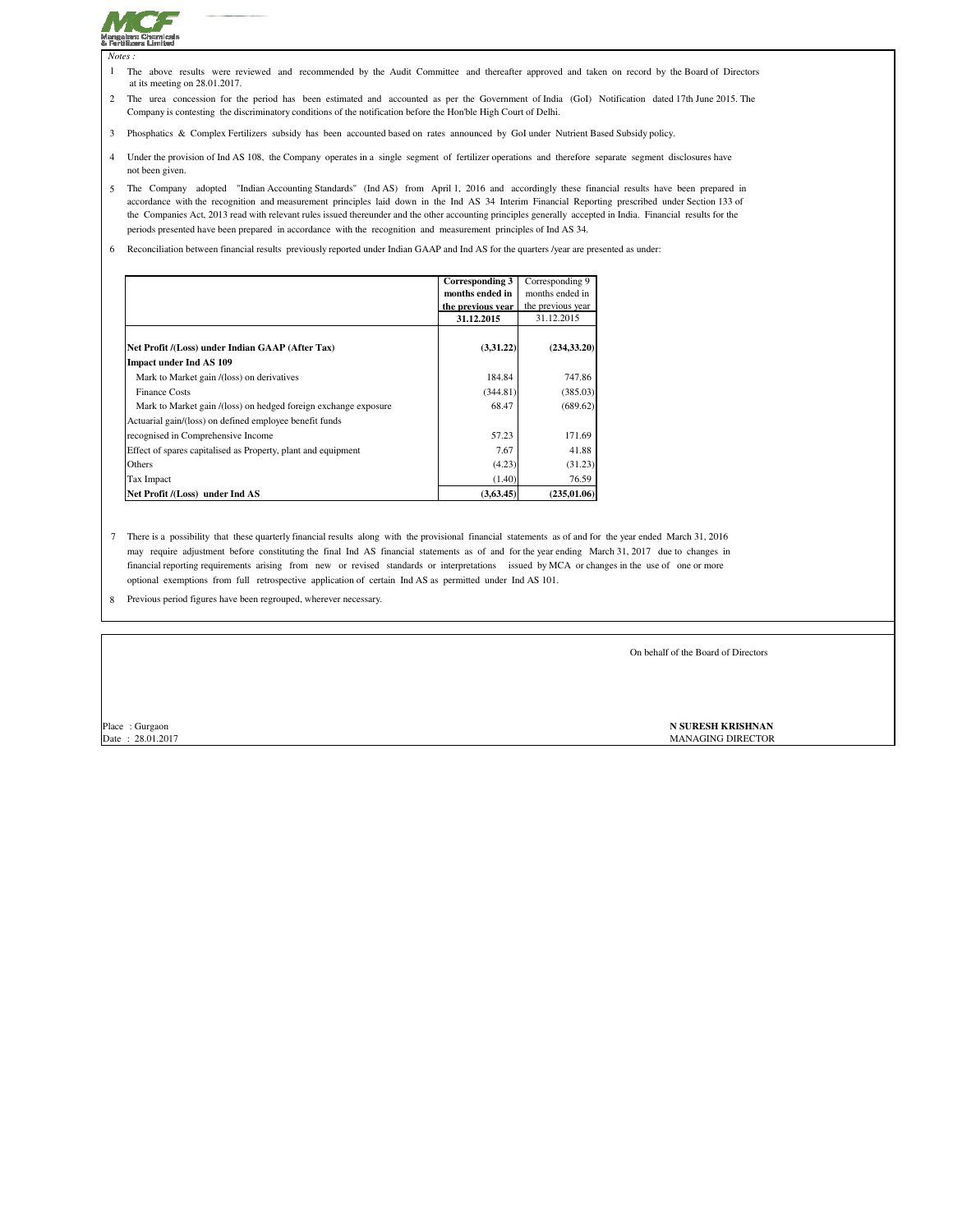*Notes :*

1. The above results were reviewed and recommended by the Audit Committee and thereafter approved and taken on record by the Board of Directors at its meeting on 28.01.2017.
2. The urea concession for the period has been estimated and accounted as per the Government of India (GoI) Notification dated 17th June 2015. The Company is contesting the discriminatory conditions of the notification before the Hon'ble High Court of Delhi.
3. Phosphatics & Complex Fertilizers subsidy has been accounted based on rates announced by GoI under Nutrient Based Subsidy policy.
4. Under the provision of Ind AS 108, the Company operates in a single segment of fertilizer operations and therefore separate segment disclosures have not been given.
5. The Company adopted "Indian Accounting Standards" (Ind AS) from April 1, 2016 and accordingly these financial results have been prepared in accordance with the recognition and measurement principles laid down in the Ind AS 34 Interim Financial Reporting prescribed under Section 133 of the Companies Act, 2013 read with relevant rules issued thereunder and the other accounting principles generally accepted in India. Financial results for the periods presented have been prepared in accordance with the recognition and measurement principles of Ind AS 34.
6. Reconciliation between financial results previously reported under Indian GAAP and Ind AS for the quarters /year are presented as under:

| | **Corresponding 3 months ended in the previous year 31.12.2015** | Corresponding 9 months ended in the previous year 31.12.2015 |
|---|---|---|
| **Net Profit /(Loss) under Indian GAAP (After Tax)** | **(3,31.22)** | **(234,33.20)** |
| **Impact under Ind AS 109** | | |
| Mark to Market gain /(loss) on derivatives | 184.84 | 747.86 |
| Finance Costs | (344.81) | (385.03) |
| Mark to Market gain /(loss) on hedged foreign exchange exposure | 68.47 | (689.62) |
| Actuarial gain/(loss) on defined employee benefit funds recognised in Comprehensive Income | 57.23 | 171.69 |
| Effect of spares capitalised as Property, plant and equipment | 7.67 | 41.88 |
| Others | (4.23) | (31.23) |
| Tax Impact | (1.40) | 76.59 |
| **Net Profit /(Loss) under Ind AS** | **(3,63.45)** | **(235,01.06)** |

7. There is a possibility that these quarterly financial results along with the provisional financial statements as of and for the year ended March 31, 2016 may require adjustment before constituting the final Ind AS financial statements as of and for the year ending March 31, 2017 due to changes in financial reporting requirements arising from new or revised standards or interpretations issued by MCA or changes in the use of one or more optional exemptions from full retrospective application of certain Ind AS as permitted under Ind AS 101.
8. Previous period figures have been regrouped, wherever necessary.

On behalf of the Board of Directors

Place : Gurgaon
Date : 28.01.2017

**N SURESH KRISHNAN**
MANAGING DIRECTOR